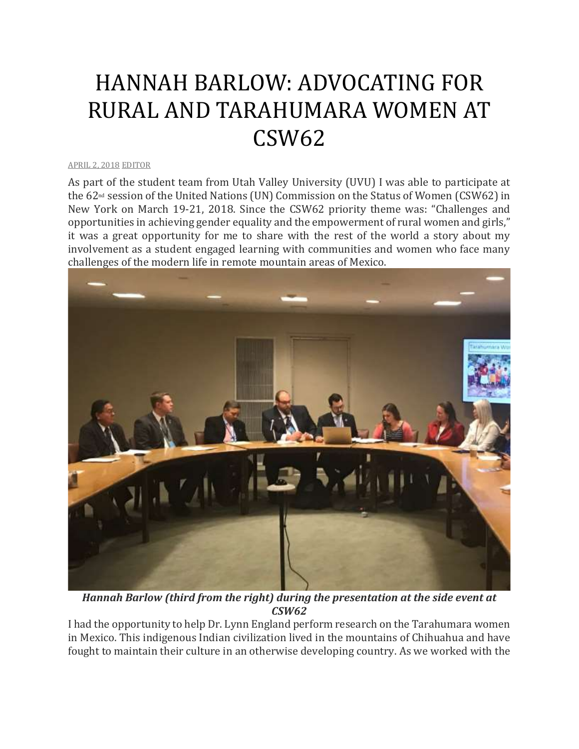# HANNAH BARLOW: ADVOCATING FOR RURAL AND TARAHUMARA WOMEN AT CSW62

APRIL 2, 2018 EDITOR

As part of the student team from Utah Valley University (UVU) I was able to participate at the 62nd session of the United Nations (UN) Commission on the Status of Women (CSW62) in New York on March 19-21, 2018. Since the CSW62 priority theme was: "Challenges and opportunities in achieving gender equality and the empowerment of rural women and girls," it was a great opportunity for me to share with the rest of the world a story about my involvement as a student engaged learning with communities and women who face many challenges of the modern life in remote mountain areas of Mexico.

***Hannah Barlow (third from the right) during the presentation at the side event at CSW62***

I had the opportunity to help Dr. Lynn England perform research on the Tarahumara women in Mexico. This indigenous Indian civilization lived in the mountains of Chihuahua and have fought to maintain their culture in an otherwise developing country. As we worked with the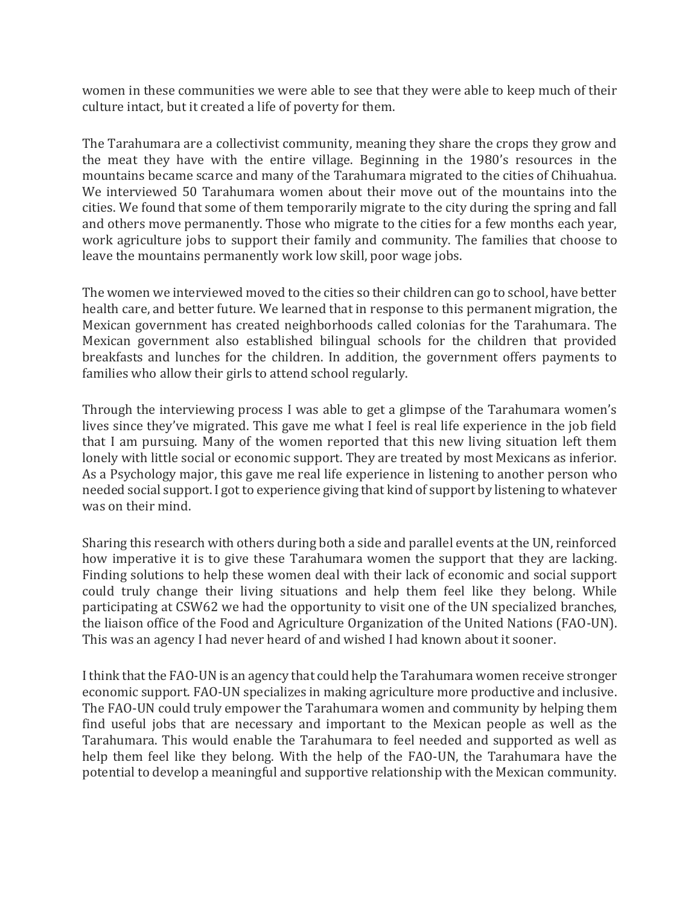women in these communities we were able to see that they were able to keep much of their culture intact, but it created a life of poverty for them.

The Tarahumara are a collectivist community, meaning they share the crops they grow and the meat they have with the entire village. Beginning in the 1980's resources in the mountains became scarce and many of the Tarahumara migrated to the cities of Chihuahua. We interviewed 50 Tarahumara women about their move out of the mountains into the cities. We found that some of them temporarily migrate to the city during the spring and fall and others move permanently. Those who migrate to the cities for a few months each year, work agriculture jobs to support their family and community. The families that choose to leave the mountains permanently work low skill, poor wage jobs.

The women we interviewed moved to the cities so their children can go to school, have better health care, and better future. We learned that in response to this permanent migration, the Mexican government has created neighborhoods called colonias for the Tarahumara. The Mexican government also established bilingual schools for the children that provided breakfasts and lunches for the children. In addition, the government offers payments to families who allow their girls to attend school regularly.

Through the interviewing process I was able to get a glimpse of the Tarahumara women's lives since they've migrated. This gave me what I feel is real life experience in the job field that I am pursuing. Many of the women reported that this new living situation left them lonely with little social or economic support. They are treated by most Mexicans as inferior. As a Psychology major, this gave me real life experience in listening to another person who needed social support. I got to experience giving that kind of support by listening to whatever was on their mind.

Sharing this research with others during both a side and parallel events at the UN, reinforced how imperative it is to give these Tarahumara women the support that they are lacking. Finding solutions to help these women deal with their lack of economic and social support could truly change their living situations and help them feel like they belong. While participating at CSW62 we had the opportunity to visit one of the UN specialized branches, the liaison office of the Food and Agriculture Organization of the United Nations (FAO-UN). This was an agency I had never heard of and wished I had known about it sooner.

I think that the FAO-UN is an agency that could help the Tarahumara women receive stronger economic support. FAO-UN specializes in making agriculture more productive and inclusive. The FAO-UN could truly empower the Tarahumara women and community by helping them find useful jobs that are necessary and important to the Mexican people as well as the Tarahumara. This would enable the Tarahumara to feel needed and supported as well as help them feel like they belong. With the help of the FAO-UN, the Tarahumara have the potential to develop a meaningful and supportive relationship with the Mexican community.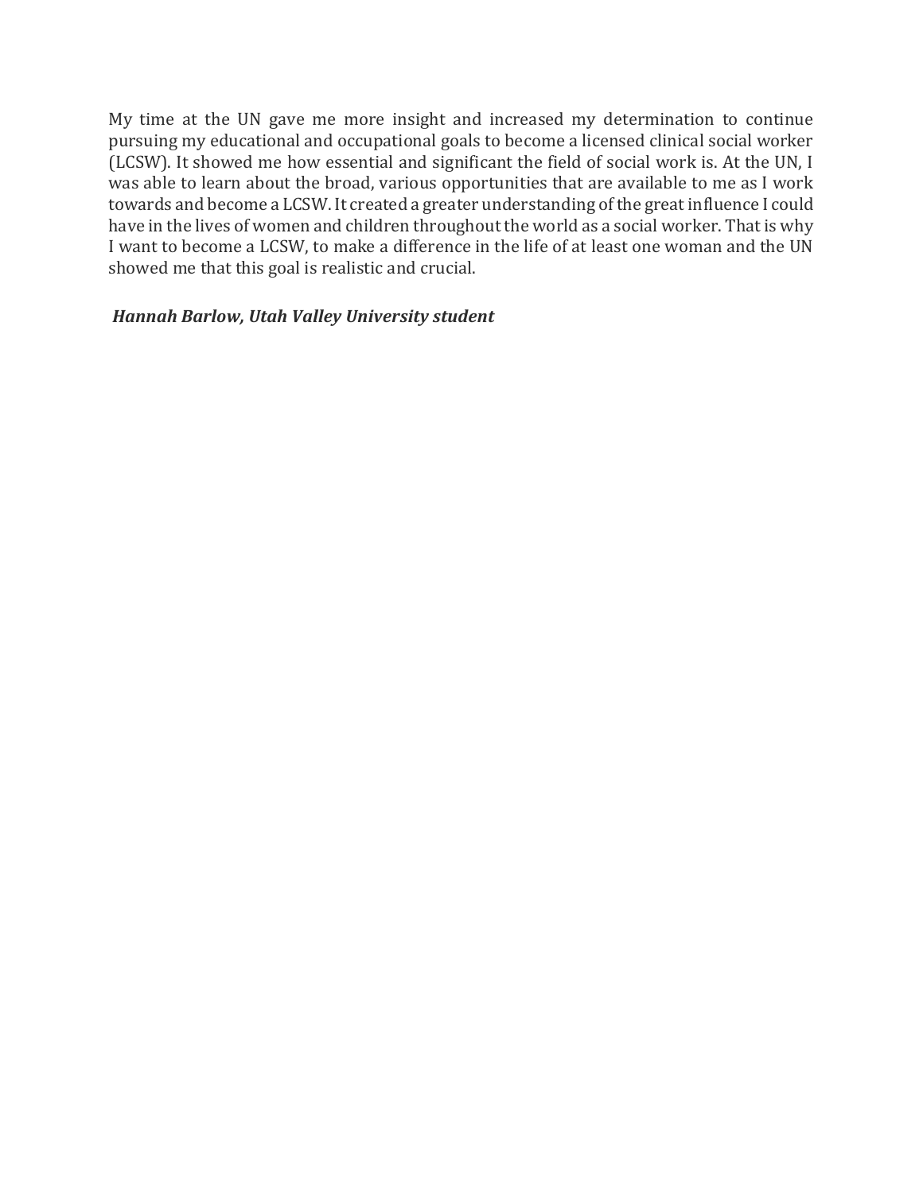My time at the UN gave me more insight and increased my determination to continue pursuing my educational and occupational goals to become a licensed clinical social worker (LCSW). It showed me how essential and significant the field of social work is. At the UN, I was able to learn about the broad, various opportunities that are available to me as I work towards and become a LCSW. It created a greater understanding of the great influence I could have in the lives of women and children throughout the world as a social worker. That is why I want to become a LCSW, to make a difference in the life of at least one woman and the UN showed me that this goal is realistic and crucial.

***Hannah Barlow, Utah Valley University student***